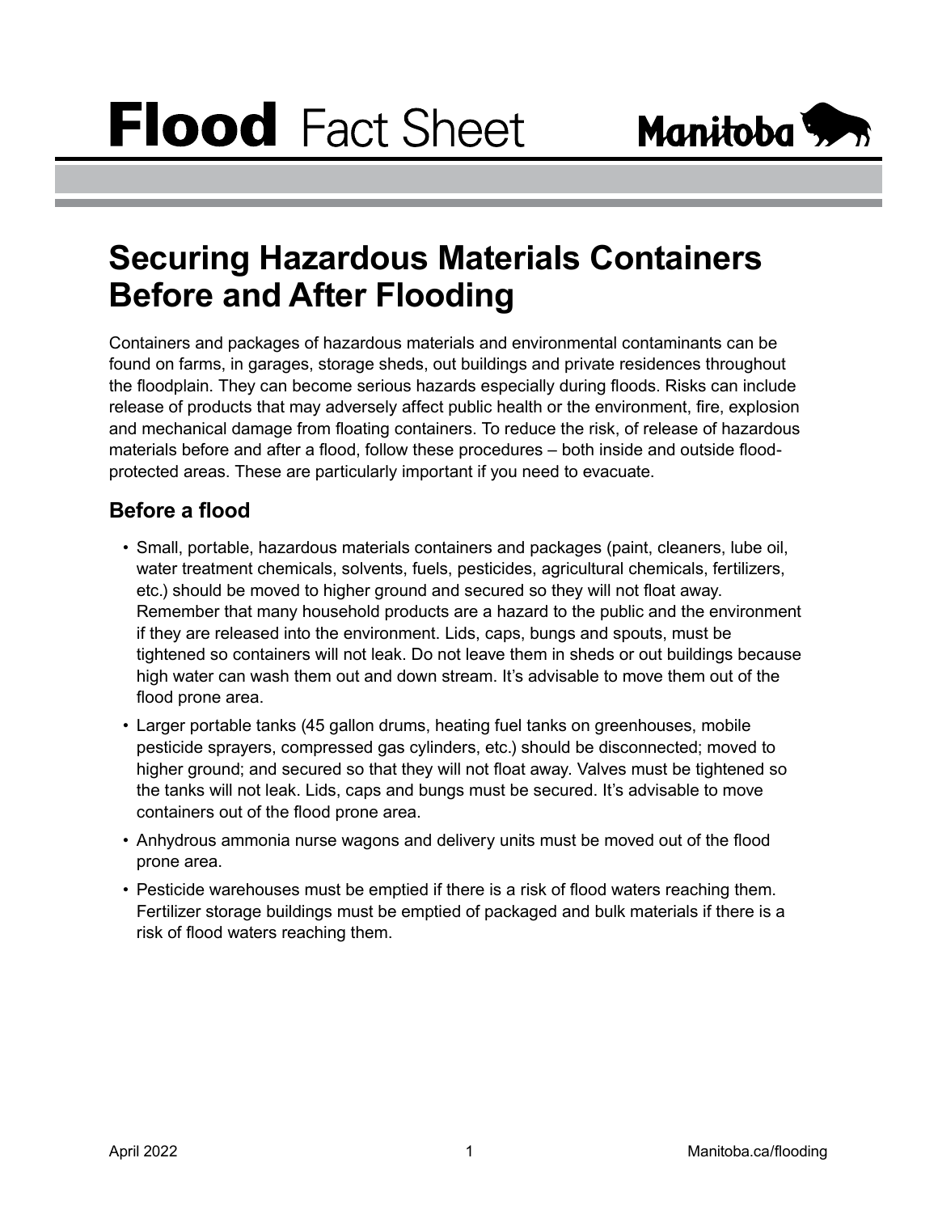# Flood Fact Sheet

## Securing Hazardous Materials Containers Before and After Flooding

Containers and packages of hazardous materials and environmental contaminants can be found on farms, in garages, storage sheds, out buildings and private residences throughout the floodplain. They can become serious hazards especially during floods. Risks can include release of products that may adversely affect public health or the environment, fire, explosion and mechanical damage from floating containers. To reduce the risk, of release of hazardous materials before and after a flood, follow these procedures – both inside and outside flood-protected areas. These are particularly important if you need to evacuate.

### Before a flood

- Small, portable, hazardous materials containers and packages (paint, cleaners, lube oil, water treatment chemicals, solvents, fuels, pesticides, agricultural chemicals, fertilizers, etc.) should be moved to higher ground and secured so they will not float away. Remember that many household products are a hazard to the public and the environment if they are released into the environment. Lids, caps, bungs and spouts, must be tightened so containers will not leak. Do not leave them in sheds or out buildings because high water can wash them out and down stream. It's advisable to move them out of the flood prone area.
- Larger portable tanks (45 gallon drums, heating fuel tanks on greenhouses, mobile pesticide sprayers, compressed gas cylinders, etc.) should be disconnected; moved to higher ground; and secured so that they will not float away. Valves must be tightened so the tanks will not leak. Lids, caps and bungs must be secured. It's advisable to move containers out of the flood prone area.
- Anhydrous ammonia nurse wagons and delivery units must be moved out of the flood prone area.
- Pesticide warehouses must be emptied if there is a risk of flood waters reaching them. Fertilizer storage buildings must be emptied of packaged and bulk materials if there is a risk of flood waters reaching them.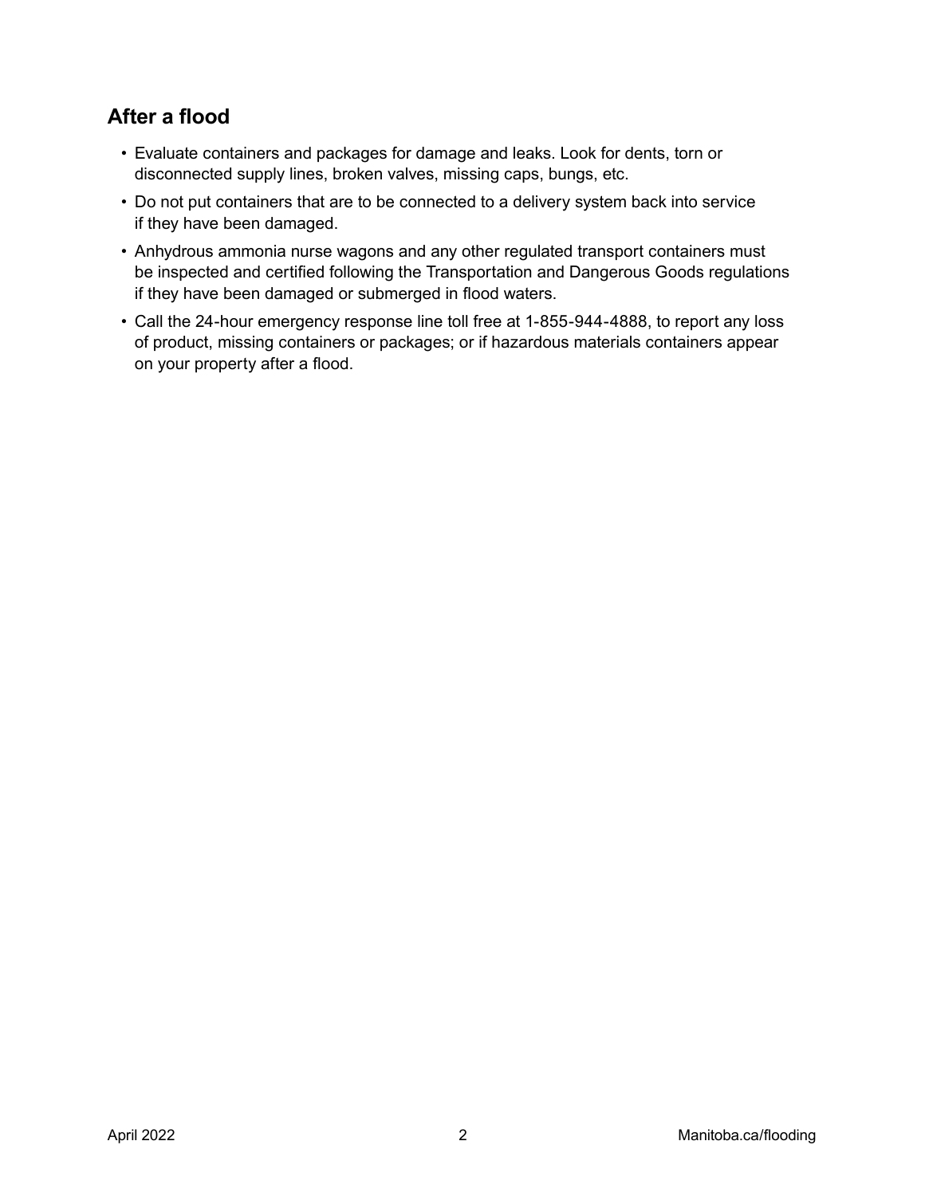## After a flood

- Evaluate containers and packages for damage and leaks. Look for dents, torn or disconnected supply lines, broken valves, missing caps, bungs, etc.
- Do not put containers that are to be connected to a delivery system back into service if they have been damaged.
- Anhydrous ammonia nurse wagons and any other regulated transport containers must be inspected and certified following the Transportation and Dangerous Goods regulations if they have been damaged or submerged in flood waters.
- Call the 24-hour emergency response line toll free at 1-855-944-4888, to report any loss of product, missing containers or packages; or if hazardous materials containers appear on your property after a flood.